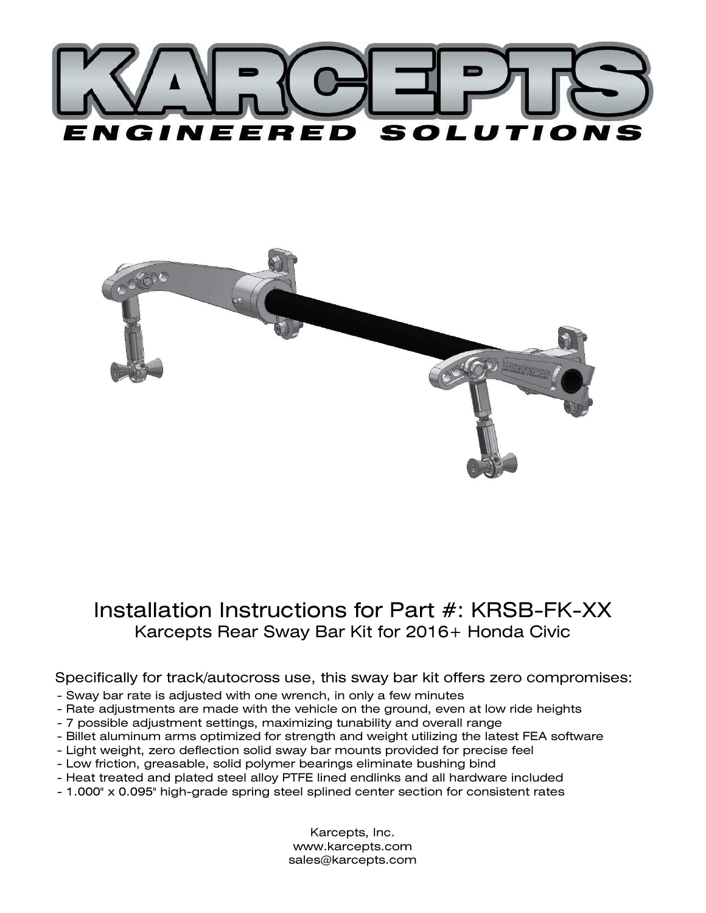# KARCEPTS

**ENGINEERED SOLUTIONS**

## Installation Instructions for Part #: KRSB-FK-XX

Karcepts Rear Sway Bar Kit for 2016+ Honda Civic

Specifically for track/autocross use, this sway bar kit offers zero compromises:

- Sway bar rate is adjusted with one wrench, in only a few minutes
- Rate adjustments are made with the vehicle on the ground, even at low ride heights
- 7 possible adjustment settings, maximizing tunability and overall range
- Billet aluminum arms optimized for strength and weight utilizing the latest FEA software
- Light weight, zero deflection solid sway bar mounts provided for precise feel
- Low friction, greasable, solid polymer bearings eliminate bushing bind
- Heat treated and plated steel alloy PTFE lined endlinks and all hardware included
- 1.000" x 0.095" high-grade spring steel splined center section for consistent rates

Karcepts, Inc.
www.karcepts.com
sales@karcepts.com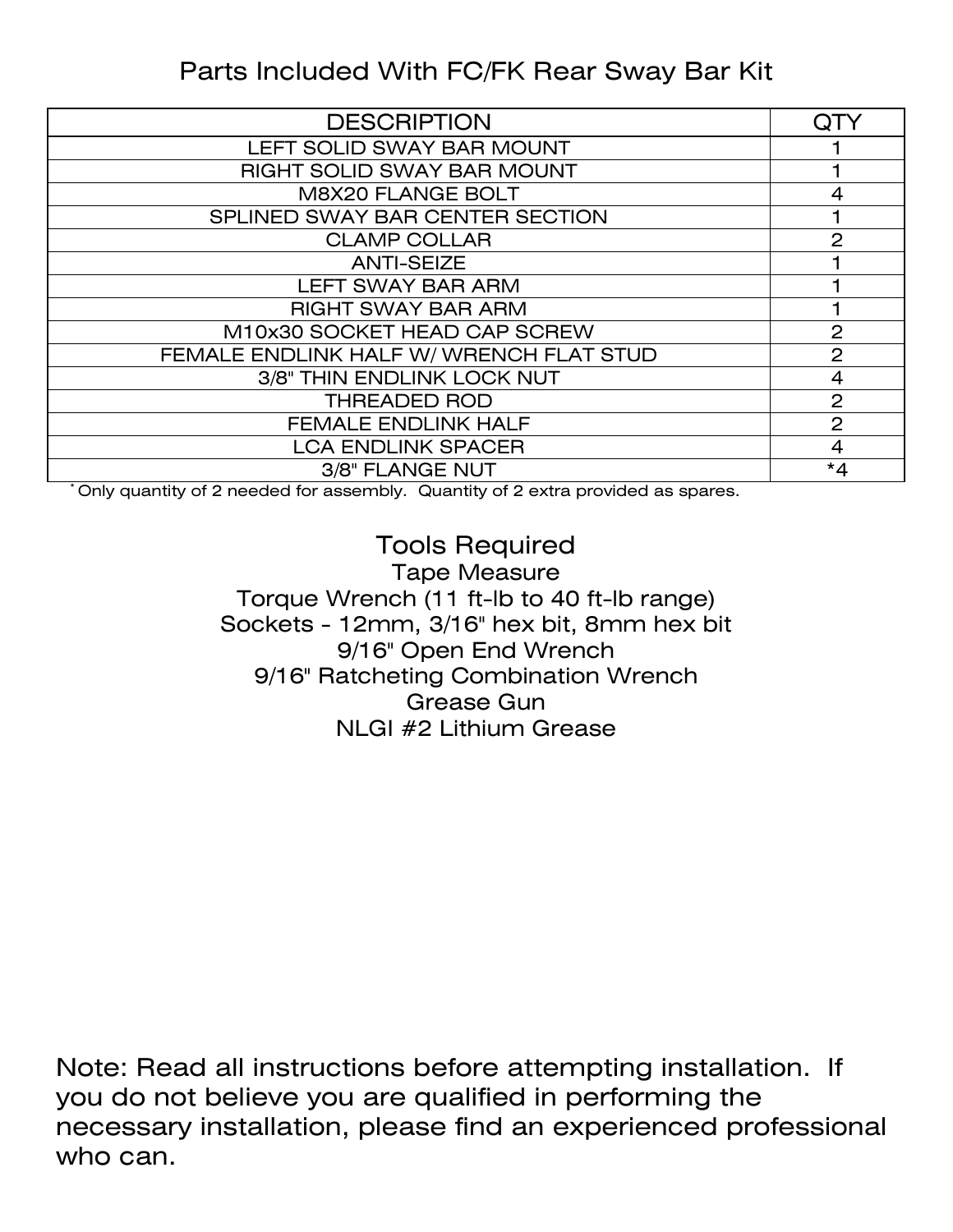# Parts Included With FC/FK Rear Sway Bar Kit

| DESCRIPTION | QTY |
|---|---|
| LEFT SOLID SWAY BAR MOUNT | 1 |
| RIGHT SOLID SWAY BAR MOUNT | 1 |
| M8X20 FLANGE BOLT | 4 |
| SPLINED SWAY BAR CENTER SECTION | 1 |
| CLAMP COLLAR | 2 |
| ANTI-SEIZE | 1 |
| LEFT SWAY BAR ARM | 1 |
| RIGHT SWAY BAR ARM | 1 |
| M10x30 SOCKET HEAD CAP SCREW | 2 |
| FEMALE ENDLINK HALF W/ WRENCH FLAT STUD | 2 |
| 3/8" THIN ENDLINK LOCK NUT | 4 |
| THREADED ROD | 2 |
| FEMALE ENDLINK HALF | 2 |
| LCA ENDLINK SPACER | 4 |
| 3/8" FLANGE NUT | *4 |

* Only quantity of 2 needed for assembly. Quantity of 2 extra provided as spares.

## Tools Required

Tape Measure
Torque Wrench (11 ft-lb to 40 ft-lb range)
Sockets - 12mm, 3/16" hex bit, 8mm hex bit
9/16" Open End Wrench
9/16" Ratcheting Combination Wrench
Grease Gun
NLGI #2 Lithium Grease

Note: Read all instructions before attempting installation. If you do not believe you are qualified in performing the necessary installation, please find an experienced professional who can.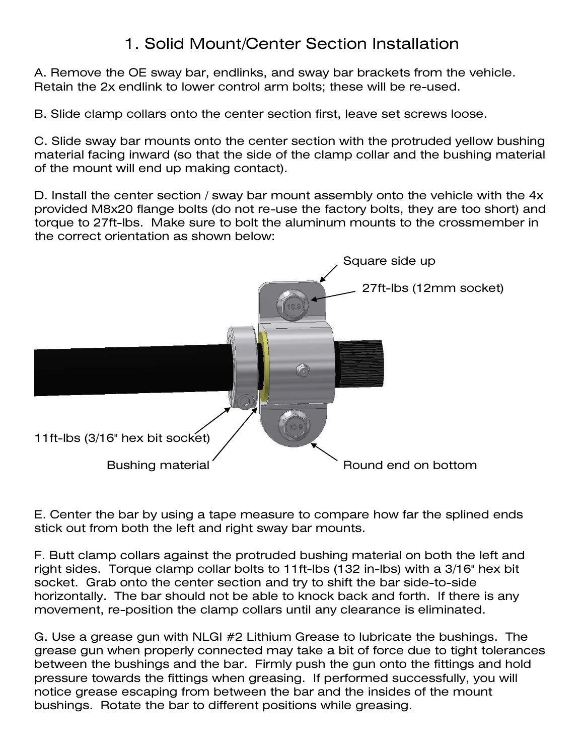# 1. Solid Mount/Center Section Installation

A. Remove the OE sway bar, endlinks, and sway bar brackets from the vehicle. Retain the 2x endlink to lower control arm bolts; these will be re-used.

B. Slide clamp collars onto the center section first, leave set screws loose.

C. Slide sway bar mounts onto the center section with the protruded yellow bushing material facing inward (so that the side of the clamp collar and the bushing material of the mount will end up making contact).

D. Install the center section / sway bar mount assembly onto the vehicle with the 4x provided M8x20 flange bolts (do not re-use the factory bolts, they are too short) and torque to 27ft-lbs. Make sure to bolt the aluminum mounts to the crossmember in the correct orientation as shown below:

Square side up

27ft-lbs (12mm socket)

11ft-lbs (3/16" hex bit socket)

Bushing material

Round end on bottom

E. Center the bar by using a tape measure to compare how far the splined ends stick out from both the left and right sway bar mounts.

F. Butt clamp collars against the protruded bushing material on both the left and right sides. Torque clamp collar bolts to 11ft-lbs (132 in-lbs) with a 3/16" hex bit socket. Grab onto the center section and try to shift the bar side-to-side horizontally. The bar should not be able to knock back and forth. If there is any movement, re-position the clamp collars until any clearance is eliminated.

G. Use a grease gun with NLGI #2 Lithium Grease to lubricate the bushings. The grease gun when properly connected may take a bit of force due to tight tolerances between the bushings and the bar. Firmly push the gun onto the fittings and hold pressure towards the fittings when greasing. If performed successfully, you will notice grease escaping from between the bar and the insides of the mount bushings. Rotate the bar to different positions while greasing.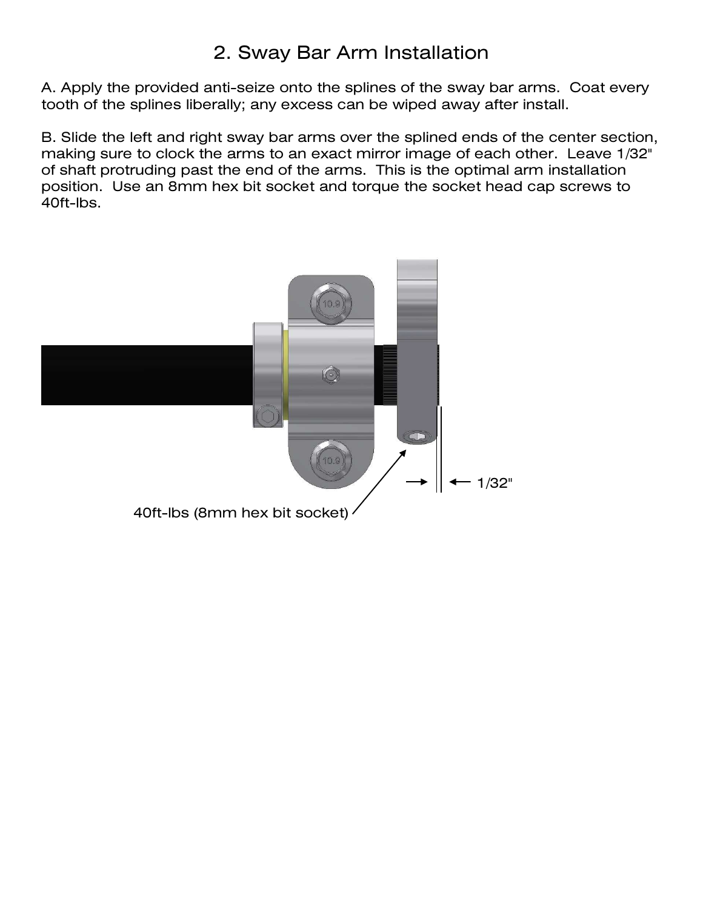# 2. Sway Bar Arm Installation

A. Apply the provided anti-seize onto the splines of the sway bar arms. Coat every tooth of the splines liberally; any excess can be wiped away after install.

B. Slide the left and right sway bar arms over the splined ends of the center section, making sure to clock the arms to an exact mirror image of each other. Leave 1/32" of shaft protruding past the end of the arms. This is the optimal arm installation position. Use an 8mm hex bit socket and torque the socket head cap screws to 40ft-lbs.

40ft-lbs (8mm hex bit socket)

1/32"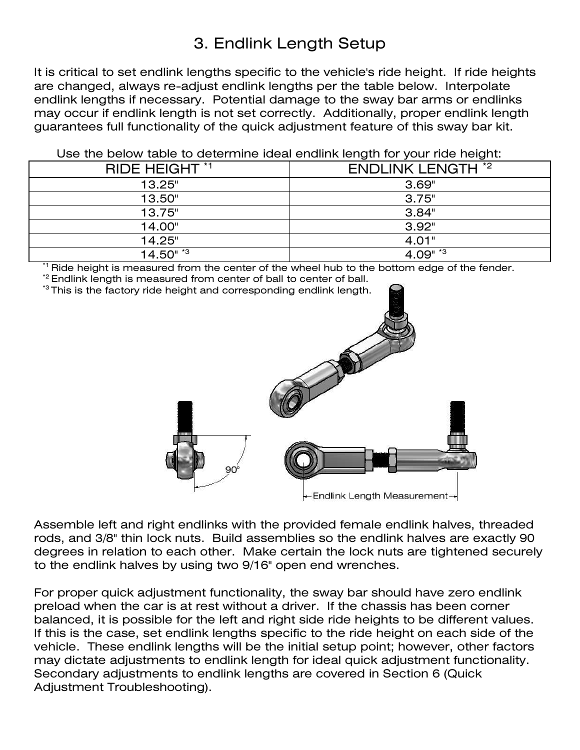# 3. Endlink Length Setup

It is critical to set endlink lengths specific to the vehicle's ride height. If ride heights are changed, always re-adjust endlink lengths per the table below. Interpolate endlink lengths if necessary. Potential damage to the sway bar arms or endlinks may occur if endlink length is not set correctly. Additionally, proper endlink length guarantees full functionality of the quick adjustment feature of this sway bar kit.

Use the below table to determine ideal endlink length for your ride height:

| RIDE HEIGHT *1 | ENDLINK LENGTH *2 |
|---|---|
| 13.25" | 3.69" |
| 13.50" | 3.75" |
| 13.75" | 3.84" |
| 14.00" | 3.92" |
| 14.25" | 4.01" |
| 14.50" *3 | 4.09" *3 |

*1 Ride height is measured from the center of the wheel hub to the bottom edge of the fender.
*2 Endlink length is measured from center of ball to center of ball.
*3 This is the factory ride height and corresponding endlink length.

90°

Endlink Length Measurement

Assemble left and right endlinks with the provided female endlink halves, threaded rods, and 3/8" thin lock nuts. Build assemblies so the endlink halves are exactly 90 degrees in relation to each other. Make certain the lock nuts are tightened securely to the endlink halves by using two 9/16" open end wrenches.

For proper quick adjustment functionality, the sway bar should have zero endlink preload when the car is at rest without a driver. If the chassis has been corner balanced, it is possible for the left and right side ride heights to be different values. If this is the case, set endlink lengths specific to the ride height on each side of the vehicle. These endlink lengths will be the initial setup point; however, other factors may dictate adjustments to endlink length for ideal quick adjustment functionality. Secondary adjustments to endlink lengths are covered in Section 6 (Quick Adjustment Troubleshooting).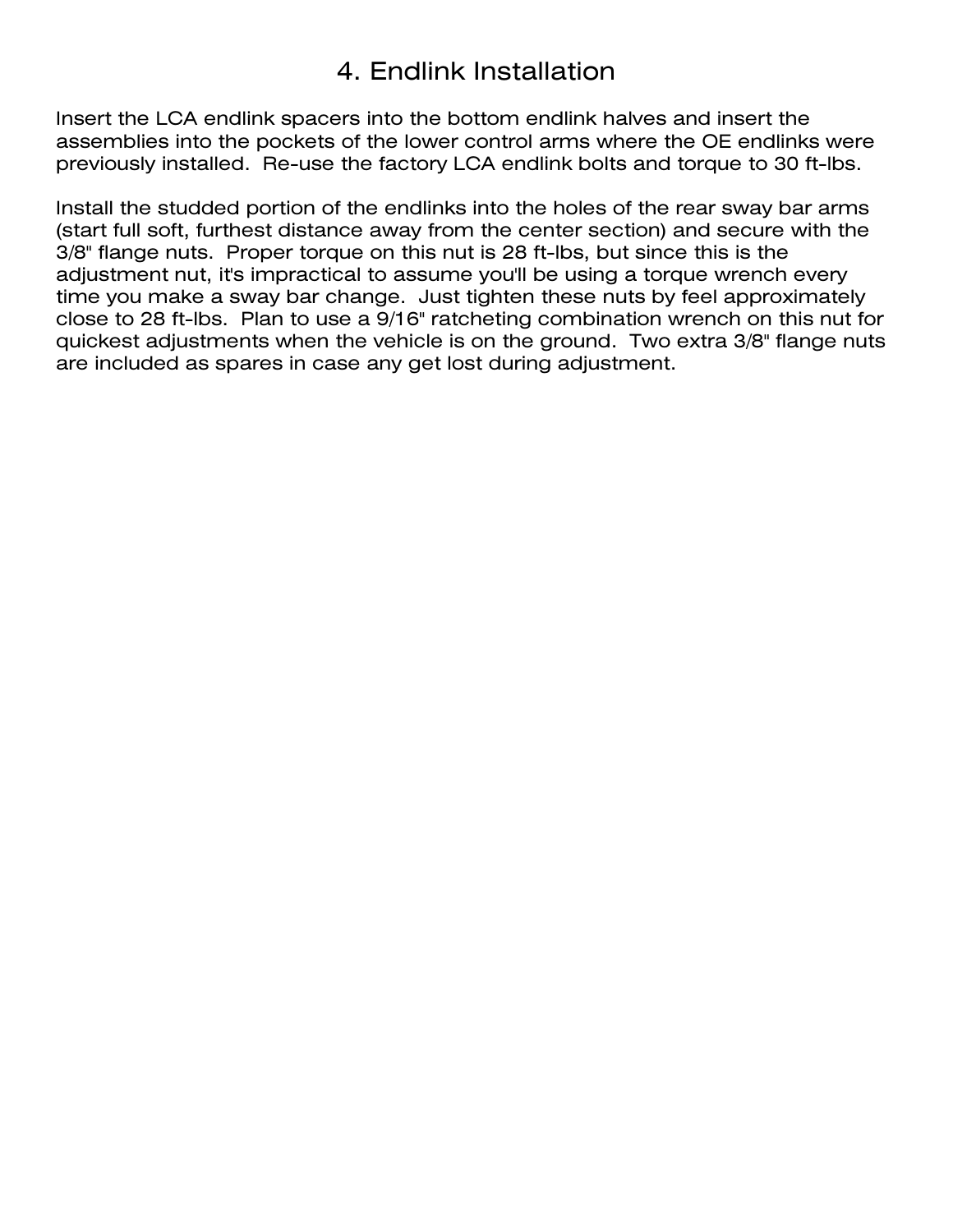# 4. Endlink Installation

Insert the LCA endlink spacers into the bottom endlink halves and insert the assemblies into the pockets of the lower control arms where the OE endlinks were previously installed. Re-use the factory LCA endlink bolts and torque to 30 ft-lbs.

Install the studded portion of the endlinks into the holes of the rear sway bar arms (start full soft, furthest distance away from the center section) and secure with the 3/8" flange nuts. Proper torque on this nut is 28 ft-lbs, but since this is the adjustment nut, it's impractical to assume you'll be using a torque wrench every time you make a sway bar change. Just tighten these nuts by feel approximately close to 28 ft-lbs. Plan to use a 9/16" ratcheting combination wrench on this nut for quickest adjustments when the vehicle is on the ground. Two extra 3/8" flange nuts are included as spares in case any get lost during adjustment.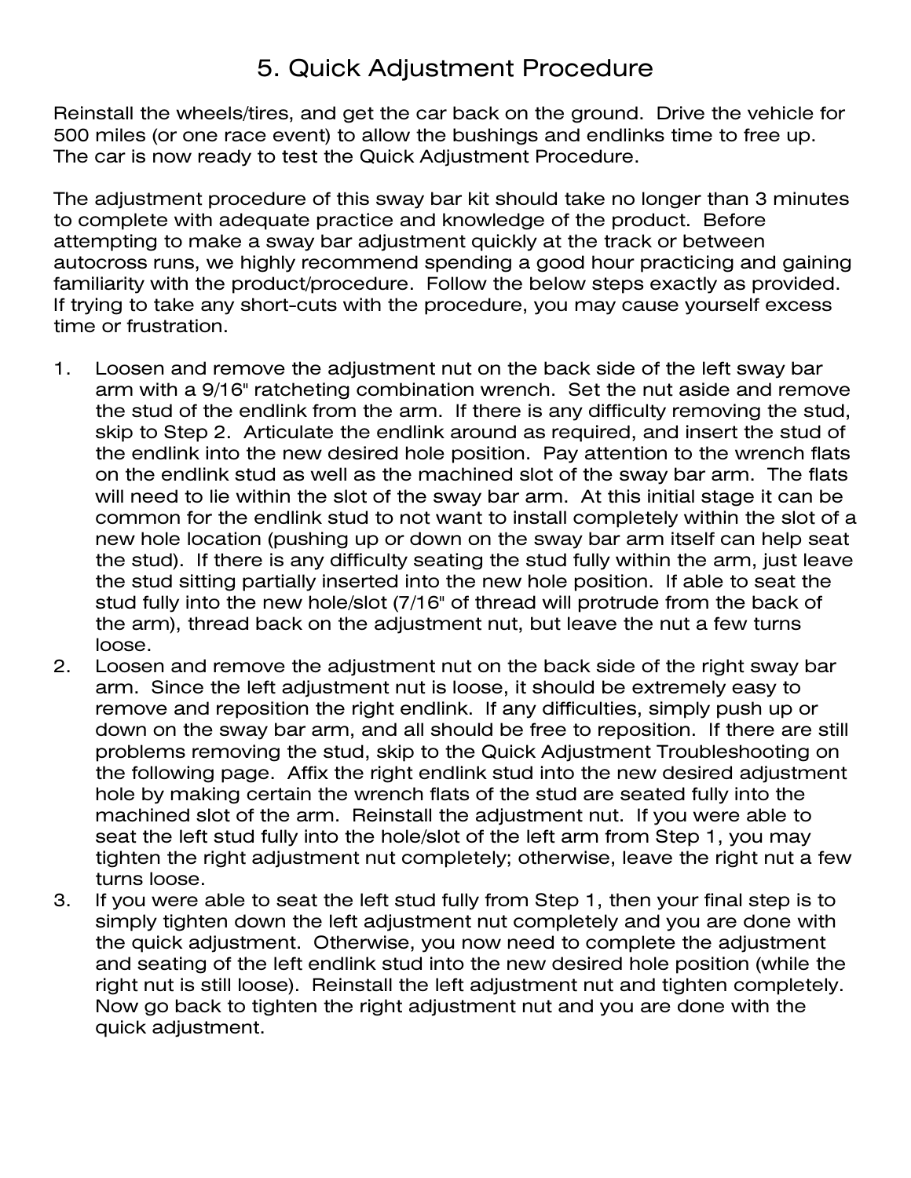# 5. Quick Adjustment Procedure

Reinstall the wheels/tires, and get the car back on the ground. Drive the vehicle for 500 miles (or one race event) to allow the bushings and endlinks time to free up. The car is now ready to test the Quick Adjustment Procedure.

The adjustment procedure of this sway bar kit should take no longer than 3 minutes to complete with adequate practice and knowledge of the product. Before attempting to make a sway bar adjustment quickly at the track or between autocross runs, we highly recommend spending a good hour practicing and gaining familiarity with the product/procedure. Follow the below steps exactly as provided. If trying to take any short-cuts with the procedure, you may cause yourself excess time or frustration.

1. Loosen and remove the adjustment nut on the back side of the left sway bar arm with a 9/16" ratcheting combination wrench. Set the nut aside and remove the stud of the endlink from the arm. If there is any difficulty removing the stud, skip to Step 2. Articulate the endlink around as required, and insert the stud of the endlink into the new desired hole position. Pay attention to the wrench flats on the endlink stud as well as the machined slot of the sway bar arm. The flats will need to lie within the slot of the sway bar arm. At this initial stage it can be common for the endlink stud to not want to install completely within the slot of a new hole location (pushing up or down on the sway bar arm itself can help seat the stud). If there is any difficulty seating the stud fully within the arm, just leave the stud sitting partially inserted into the new hole position. If able to seat the stud fully into the new hole/slot (7/16" of thread will protrude from the back of the arm), thread back on the adjustment nut, but leave the nut a few turns loose.
2. Loosen and remove the adjustment nut on the back side of the right sway bar arm. Since the left adjustment nut is loose, it should be extremely easy to remove and reposition the right endlink. If any difficulties, simply push up or down on the sway bar arm, and all should be free to reposition. If there are still problems removing the stud, skip to the Quick Adjustment Troubleshooting on the following page. Affix the right endlink stud into the new desired adjustment hole by making certain the wrench flats of the stud are seated fully into the machined slot of the arm. Reinstall the adjustment nut. If you were able to seat the left stud fully into the hole/slot of the left arm from Step 1, you may tighten the right adjustment nut completely; otherwise, leave the right nut a few turns loose.
3. If you were able to seat the left stud fully from Step 1, then your final step is to simply tighten down the left adjustment nut completely and you are done with the quick adjustment. Otherwise, you now need to complete the adjustment and seating of the left endlink stud into the new desired hole position (while the right nut is still loose). Reinstall the left adjustment nut and tighten completely. Now go back to tighten the right adjustment nut and you are done with the quick adjustment.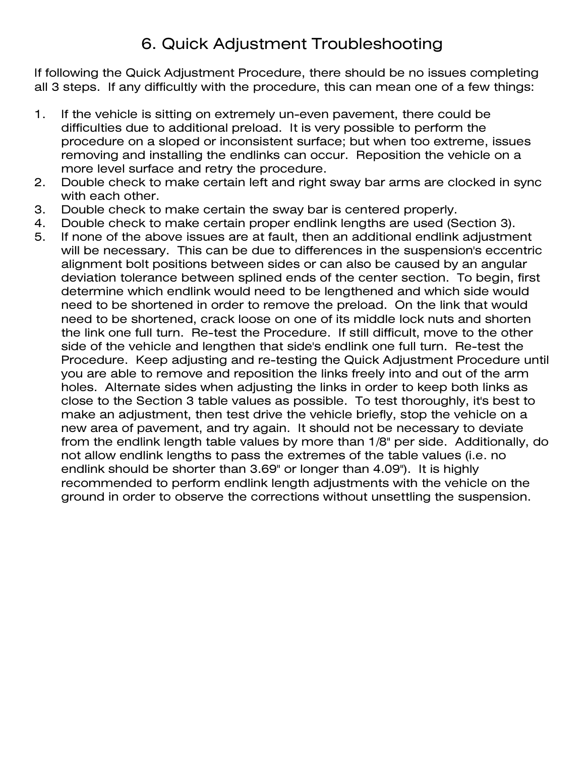# 6. Quick Adjustment Troubleshooting

If following the Quick Adjustment Procedure, there should be no issues completing all 3 steps. If any difficultly with the procedure, this can mean one of a few things:

1. If the vehicle is sitting on extremely un-even pavement, there could be difficulties due to additional preload. It is very possible to perform the procedure on a sloped or inconsistent surface; but when too extreme, issues removing and installing the endlinks can occur. Reposition the vehicle on a more level surface and retry the procedure.
2. Double check to make certain left and right sway bar arms are clocked in sync with each other.
3. Double check to make certain the sway bar is centered properly.
4. Double check to make certain proper endlink lengths are used (Section 3).
5. If none of the above issues are at fault, then an additional endlink adjustment will be necessary. This can be due to differences in the suspension's eccentric alignment bolt positions between sides or can also be caused by an angular deviation tolerance between splined ends of the center section. To begin, first determine which endlink would need to be lengthened and which side would need to be shortened in order to remove the preload. On the link that would need to be shortened, crack loose on one of its middle lock nuts and shorten the link one full turn. Re-test the Procedure. If still difficult, move to the other side of the vehicle and lengthen that side's endlink one full turn. Re-test the Procedure. Keep adjusting and re-testing the Quick Adjustment Procedure until you are able to remove and reposition the links freely into and out of the arm holes. Alternate sides when adjusting the links in order to keep both links as close to the Section 3 table values as possible. To test thoroughly, it's best to make an adjustment, then test drive the vehicle briefly, stop the vehicle on a new area of pavement, and try again. It should not be necessary to deviate from the endlink length table values by more than 1/8" per side. Additionally, do not allow endlink lengths to pass the extremes of the table values (i.e. no endlink should be shorter than 3.69" or longer than 4.09"). It is highly recommended to perform endlink length adjustments with the vehicle on the ground in order to observe the corrections without unsettling the suspension.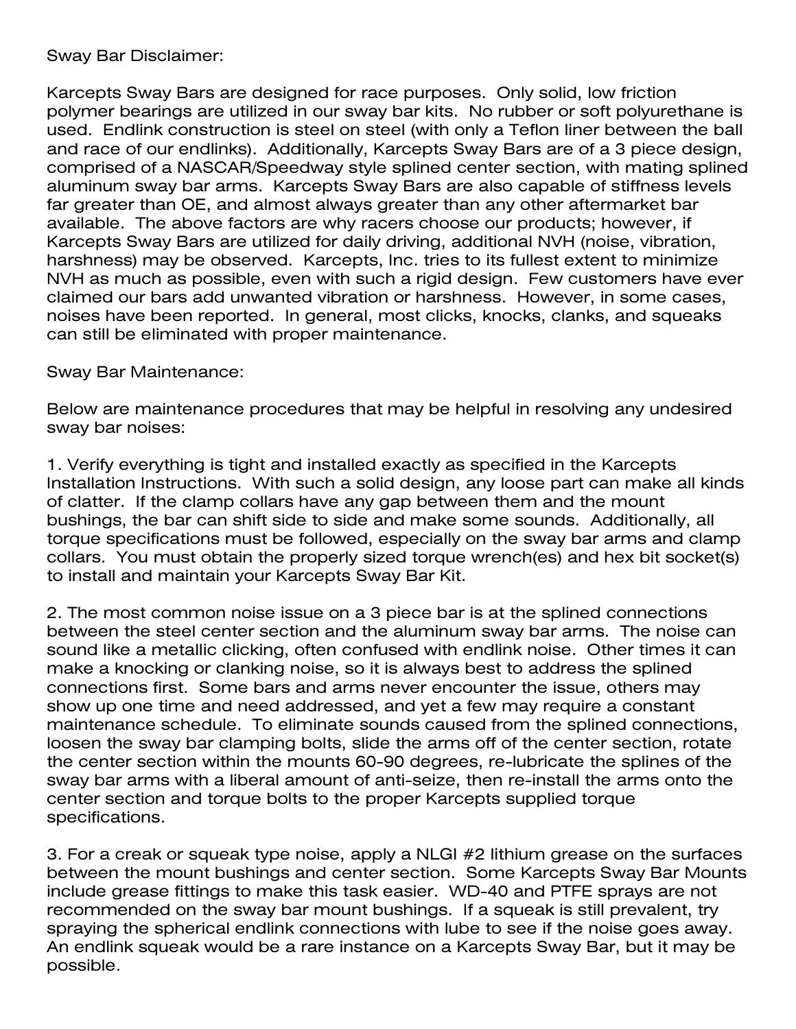Sway Bar Disclaimer:

Karcepts Sway Bars are designed for race purposes. Only solid, low friction polymer bearings are utilized in our sway bar kits. No rubber or soft polyurethane is used. Endlink construction is steel on steel (with only a Teflon liner between the ball and race of our endlinks). Additionally, Karcepts Sway Bars are of a 3 piece design, comprised of a NASCAR/Speedway style splined center section, with mating splined aluminum sway bar arms. Karcepts Sway Bars are also capable of stiffness levels far greater than OE, and almost always greater than any other aftermarket bar available. The above factors are why racers choose our products; however, if Karcepts Sway Bars are utilized for daily driving, additional NVH (noise, vibration, harshness) may be observed. Karcepts, Inc. tries to its fullest extent to minimize NVH as much as possible, even with such a rigid design. Few customers have ever claimed our bars add unwanted vibration or harshness. However, in some cases, noises have been reported. In general, most clicks, knocks, clanks, and squeaks can still be eliminated with proper maintenance.

Sway Bar Maintenance:

Below are maintenance procedures that may be helpful in resolving any undesired sway bar noises:

1. Verify everything is tight and installed exactly as specified in the Karcepts Installation Instructions. With such a solid design, any loose part can make all kinds of clatter. If the clamp collars have any gap between them and the mount bushings, the bar can shift side to side and make some sounds. Additionally, all torque specifications must be followed, especially on the sway bar arms and clamp collars. You must obtain the properly sized torque wrench(es) and hex bit socket(s) to install and maintain your Karcepts Sway Bar Kit.

2. The most common noise issue on a 3 piece bar is at the splined connections between the steel center section and the aluminum sway bar arms. The noise can sound like a metallic clicking, often confused with endlink noise. Other times it can make a knocking or clanking noise, so it is always best to address the splined connections first. Some bars and arms never encounter the issue, others may show up one time and need addressed, and yet a few may require a constant maintenance schedule. To eliminate sounds caused from the splined connections, loosen the sway bar clamping bolts, slide the arms off of the center section, rotate the center section within the mounts 60-90 degrees, re-lubricate the splines of the sway bar arms with a liberal amount of anti-seize, then re-install the arms onto the center section and torque bolts to the proper Karcepts supplied torque specifications.

3. For a creak or squeak type noise, apply a NLGI #2 lithium grease on the surfaces between the mount bushings and center section. Some Karcepts Sway Bar Mounts include grease fittings to make this task easier. WD-40 and PTFE sprays are not recommended on the sway bar mount bushings. If a squeak is still prevalent, try spraying the spherical endlink connections with lube to see if the noise goes away. An endlink squeak would be a rare instance on a Karcepts Sway Bar, but it may be possible.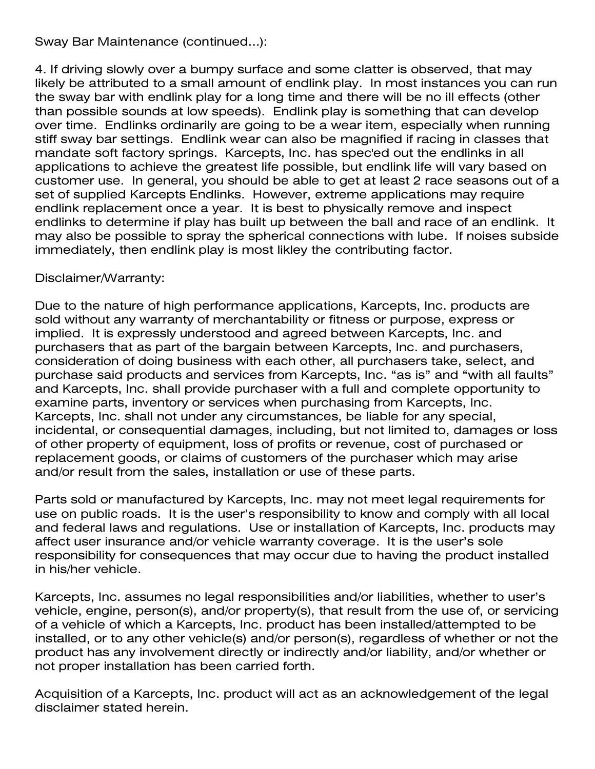Sway Bar Maintenance (continued...):

4. If driving slowly over a bumpy surface and some clatter is observed, that may likely be attributed to a small amount of endlink play. In most instances you can run the sway bar with endlink play for a long time and there will be no ill effects (other than possible sounds at low speeds). Endlink play is something that can develop over time. Endlinks ordinarily are going to be a wear item, especially when running stiff sway bar settings. Endlink wear can also be magnified if racing in classes that mandate soft factory springs. Karcepts, Inc. has spec'ed out the endlinks in all applications to achieve the greatest life possible, but endlink life will vary based on customer use. In general, you should be able to get at least 2 race seasons out of a set of supplied Karcepts Endlinks. However, extreme applications may require endlink replacement once a year. It is best to physically remove and inspect endlinks to determine if play has built up between the ball and race of an endlink. It may also be possible to spray the spherical connections with lube. If noises subside immediately, then endlink play is most likley the contributing factor.

Disclaimer/Warranty:

Due to the nature of high performance applications, Karcepts, Inc. products are sold without any warranty of merchantability or fitness or purpose, express or implied. It is expressly understood and agreed between Karcepts, Inc. and purchasers that as part of the bargain between Karcepts, Inc. and purchasers, consideration of doing business with each other, all purchasers take, select, and purchase said products and services from Karcepts, Inc. “as is” and “with all faults” and Karcepts, Inc. shall provide purchaser with a full and complete opportunity to examine parts, inventory or services when purchasing from Karcepts, Inc. Karcepts, Inc. shall not under any circumstances, be liable for any special, incidental, or consequential damages, including, but not limited to, damages or loss of other property of equipment, loss of profits or revenue, cost of purchased or replacement goods, or claims of customers of the purchaser which may arise and/or result from the sales, installation or use of these parts.

Parts sold or manufactured by Karcepts, Inc. may not meet legal requirements for use on public roads. It is the user’s responsibility to know and comply with all local and federal laws and regulations. Use or installation of Karcepts, Inc. products may affect user insurance and/or vehicle warranty coverage. It is the user’s sole responsibility for consequences that may occur due to having the product installed in his/her vehicle.

Karcepts, Inc. assumes no legal responsibilities and/or liabilities, whether to user’s vehicle, engine, person(s), and/or property(s), that result from the use of, or servicing of a vehicle of which a Karcepts, Inc. product has been installed/attempted to be installed, or to any other vehicle(s) and/or person(s), regardless of whether or not the product has any involvement directly or indirectly and/or liability, and/or whether or not proper installation has been carried forth.

Acquisition of a Karcepts, Inc. product will act as an acknowledgement of the legal disclaimer stated herein.